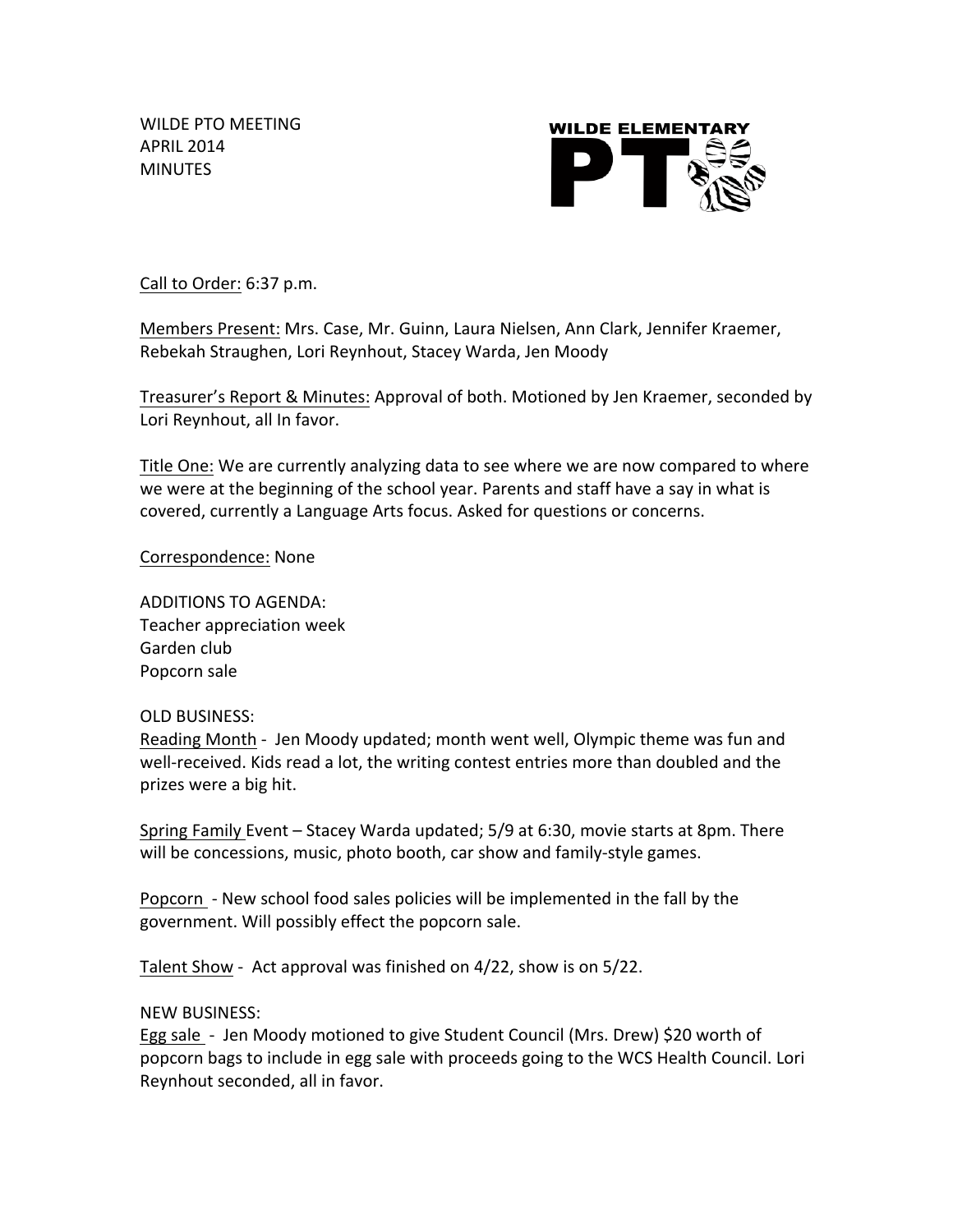WILDE PTO MEETING
APRIL 2014
MINUTES

WILDE ELEMENTARY
PT

Call to Order: 6:37 p.m.

Members Present: Mrs. Case, Mr. Guinn, Laura Nielsen, Ann Clark, Jennifer Kraemer, Rebekah Straughen, Lori Reynhout, Stacey Warda, Jen Moody

Treasurer's Report & Minutes: Approval of both. Motioned by Jen Kraemer, seconded by Lori Reynhout, all In favor.

Title One: We are currently analyzing data to see where we are now compared to where we were at the beginning of the school year. Parents and staff have a say in what is covered, currently a Language Arts focus. Asked for questions or concerns.

Correspondence: None

ADDITIONS TO AGENDA:
Teacher appreciation week
Garden club
Popcorn sale

OLD BUSINESS:
Reading Month - Jen Moody updated; month went well, Olympic theme was fun and well-received. Kids read a lot, the writing contest entries more than doubled and the prizes were a big hit.

Spring Family Event – Stacey Warda updated; 5/9 at 6:30, movie starts at 8pm. There will be concessions, music, photo booth, car show and family-style games.

Popcorn - New school food sales policies will be implemented in the fall by the government. Will possibly effect the popcorn sale.

Talent Show - Act approval was finished on 4/22, show is on 5/22.

NEW BUSINESS:
Egg sale - Jen Moody motioned to give Student Council (Mrs. Drew) $20 worth of popcorn bags to include in egg sale with proceeds going to the WCS Health Council. Lori Reynhout seconded, all in favor.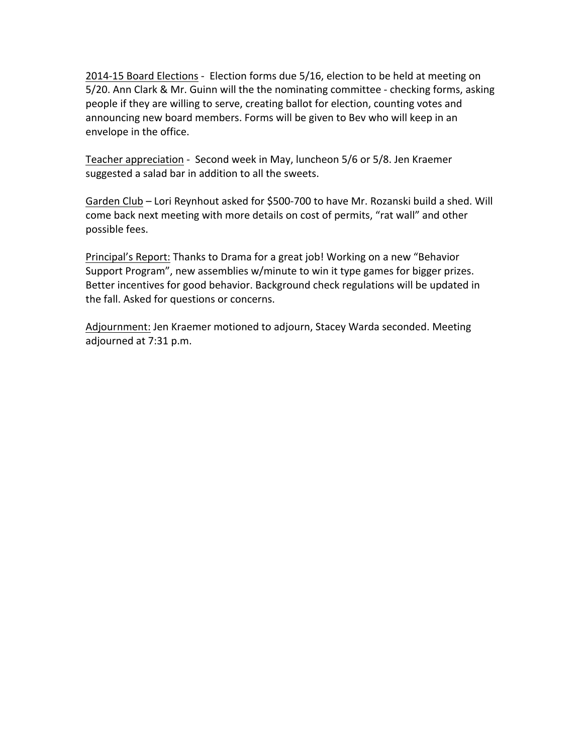<u>2014-15 Board Elections</u> - Election forms due 5/16, election to be held at meeting on 5/20. Ann Clark & Mr. Guinn will the the nominating committee - checking forms, asking people if they are willing to serve, creating ballot for election, counting votes and announcing new board members. Forms will be given to Bev who will keep in an envelope in the office.

<u>Teacher appreciation</u> - Second week in May, luncheon 5/6 or 5/8. Jen Kraemer suggested a salad bar in addition to all the sweets.

<u>Garden Club</u> – Lori Reynhout asked for $500-700 to have Mr. Rozanski build a shed. Will come back next meeting with more details on cost of permits, “rat wall” and other possible fees.

<u>Principal’s Report:</u> Thanks to Drama for a great job! Working on a new “Behavior Support Program”, new assemblies w/minute to win it type games for bigger prizes. Better incentives for good behavior. Background check regulations will be updated in the fall. Asked for questions or concerns.

<u>Adjournment:</u> Jen Kraemer motioned to adjourn, Stacey Warda seconded. Meeting adjourned at 7:31 p.m.